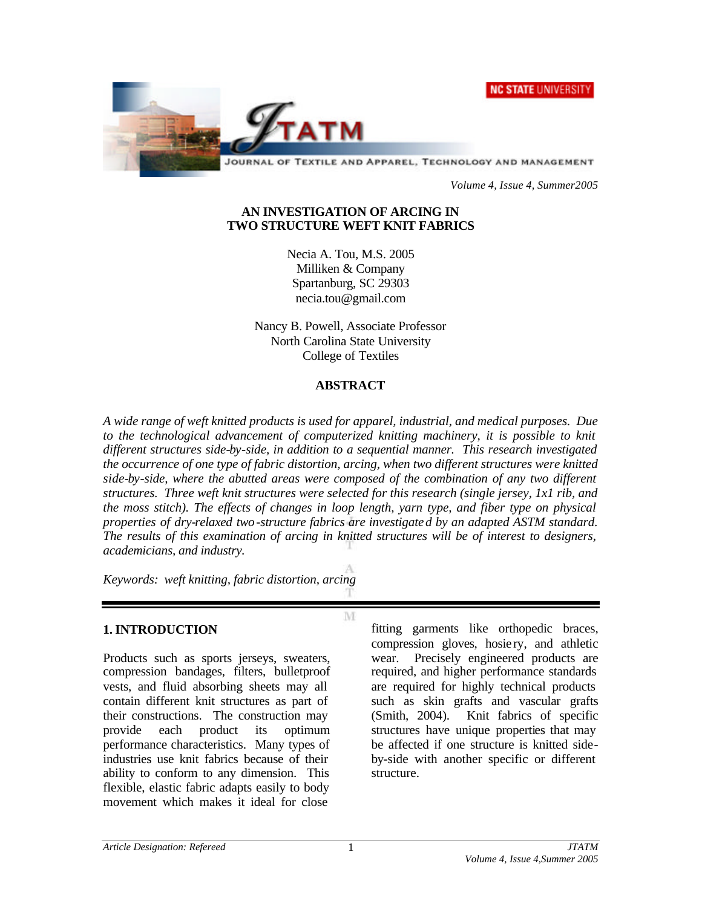# AN INVESTIGATION OF ARCING IN TWO STRUCTURE WEFT KNIT FABRICS

Necia A. Tou, M.S. 2005
Milliken & Company
Spartanburg, SC 29303
necia.tou@gmail.com

Nancy B. Powell, Associate Professor
North Carolina State University
College of Textiles

## ABSTRACT

*A wide range of weft knitted products is used for apparel, industrial, and medical purposes. Due to the technological advancement of computerized knitting machinery, it is possible to knit different structures side-by-side, in addition to a sequential manner. This research investigated the occurrence of one type of fabric distortion, arcing, when two different structures were knitted side-by-side, where the abutted areas were composed of the combination of any two different structures. Three weft knit structures were selected for this research (single jersey, 1x1 rib, and the moss stitch). The effects of changes in loop length, yarn type, and fiber type on physical properties of dry-relaxed two-structure fabrics are investigated by an adapted ASTM standard. The results of this examination of arcing in knitted structures will be of interest to designers, academicians, and industry.*

*Keywords: weft knitting, fabric distortion, arcing*

## 1. INTRODUCTION

Products such as sports jerseys, sweaters, compression bandages, filters, bulletproof vests, and fluid absorbing sheets may all contain different knit structures as part of their constructions. The construction may provide each product its optimum performance characteristics. Many types of industries use knit fabrics because of their ability to conform to any dimension. This flexible, elastic fabric adapts easily to body movement which makes it ideal for close fitting garments like orthopedic braces, compression gloves, hosiery, and athletic wear. Precisely engineered products are required, and higher performance standards are required for highly technical products such as skin grafts and vascular grafts (Smith, 2004). Knit fabrics of specific structures have unique properties that may be affected if one structure is knitted side-by-side with another specific or different structure.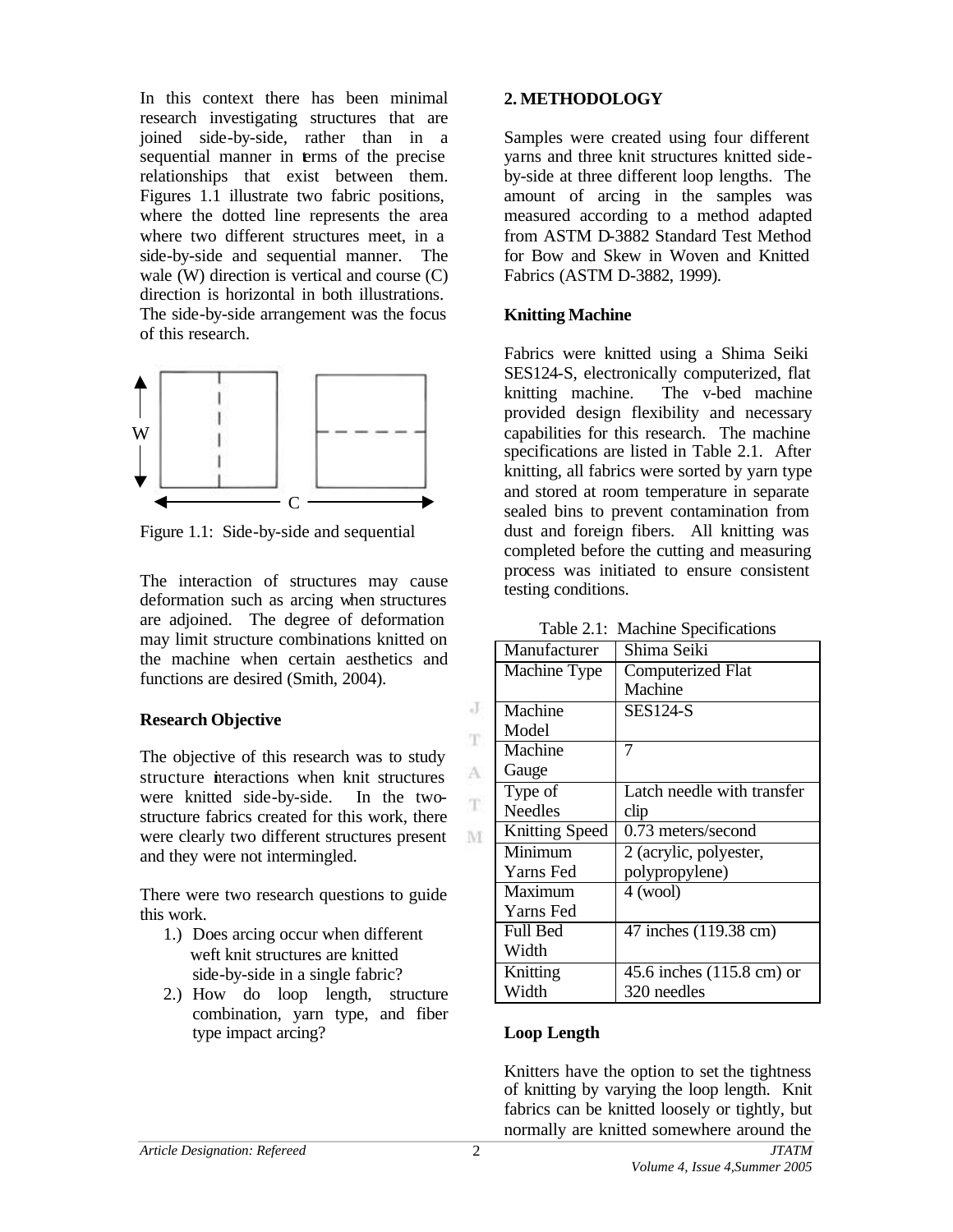In this context there has been minimal research investigating structures that are joined side-by-side, rather than in a sequential manner in terms of the precise relationships that exist between them. Figures 1.1 illustrate two fabric positions, where the dotted line represents the area where two different structures meet, in a side-by-side and sequential manner. The wale (W) direction is vertical and course (C) direction is horizontal in both illustrations. The side-by-side arrangement was the focus of this research.

Figure 1.1: Side-by-side and sequential

The interaction of structures may cause deformation such as arcing when structures are adjoined. The degree of deformation may limit structure combinations knitted on the machine when certain aesthetics and functions are desired (Smith, 2004).

**Research Objective**

The objective of this research was to study structure interactions when knit structures were knitted side-by-side. In the two-structure fabrics created for this work, there were clearly two different structures present and they were not intermingled.

There were two research questions to guide this work.

1.) Does arcing occur when different weft knit structures are knitted side-by-side in a single fabric?
2.) How do loop length, structure combination, yarn type, and fiber type impact arcing?

## 2. METHODOLOGY

Samples were created using four different yarns and three knit structures knitted side-by-side at three different loop lengths. The amount of arcing in the samples was measured according to a method adapted from ASTM D-3882 Standard Test Method for Bow and Skew in Woven and Knitted Fabrics (ASTM D-3882, 1999).

**Knitting Machine**

Fabrics were knitted using a Shima Seiki SES124-S, electronically computerized, flat knitting machine. The v-bed machine provided design flexibility and necessary capabilities for this research. The machine specifications are listed in Table 2.1. After knitting, all fabrics were sorted by yarn type and stored at room temperature in separate sealed bins to prevent contamination from dust and foreign fibers. All knitting was completed before the cutting and measuring process was initiated to ensure consistent testing conditions.

Table 2.1: Machine Specifications

| Manufacturer | Shima Seiki |
|---|---|
| Machine Type | Computerized Flat Machine |
| Machine Model | SES124-S |
| Machine Gauge | 7 |
| Type of Needles | Latch needle with transfer clip |
| Knitting Speed | 0.73 meters/second |
| Minimum Yarns Fed | 2 (acrylic, polyester, polypropylene) |
| Maximum Yarns Fed | 4 (wool) |
| Full Bed Width | 47 inches (119.38 cm) |
| Knitting Width | 45.6 inches (115.8 cm) or 320 needles |

**Loop Length**

Knitters have the option to set the tightness of knitting by varying the loop length. Knit fabrics can be knitted loosely or tightly, but normally are knitted somewhere around the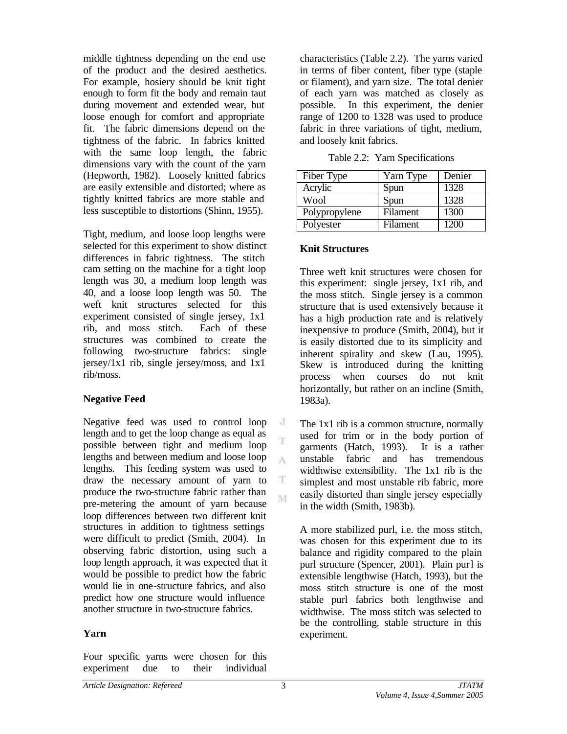middle tightness depending on the end use of the product and the desired aesthetics. For example, hosiery should be knit tight enough to form fit the body and remain taut during movement and extended wear, but loose enough for comfort and appropriate fit. The fabric dimensions depend on the tightness of the fabric. In fabrics knitted with the same loop length, the fabric dimensions vary with the count of the yarn (Hepworth, 1982). Loosely knitted fabrics are easily extensible and distorted; where as tightly knitted fabrics are more stable and less susceptible to distortions (Shinn, 1955).

Tight, medium, and loose loop lengths were selected for this experiment to show distinct differences in fabric tightness. The stitch cam setting on the machine for a tight loop length was 30, a medium loop length was 40, and a loose loop length was 50. The weft knit structures selected for this experiment consisted of single jersey, 1x1 rib, and moss stitch. Each of these structures was combined to create the following two-structure fabrics: single jersey/1x1 rib, single jersey/moss, and 1x1 rib/moss.

**Negative Feed**

Negative feed was used to control loop length and to get the loop change as equal as possible between tight and medium loop lengths and between medium and loose loop lengths. This feeding system was used to draw the necessary amount of yarn to produce the two-structure fabric rather than pre-metering the amount of yarn because loop differences between two different knit structures in addition to tightness settings were difficult to predict (Smith, 2004). In observing fabric distortion, using such a loop length approach, it was expected that it would be possible to predict how the fabric would lie in one-structure fabrics, and also predict how one structure would influence another structure in two-structure fabrics.

**Yarn**

Four specific yarns were chosen for this experiment due to their individual characteristics (Table 2.2). The yarns varied in terms of fiber content, fiber type (staple or filament), and yarn size. The total denier of each yarn was matched as closely as possible. In this experiment, the denier range of 1200 to 1328 was used to produce fabric in three variations of tight, medium, and loosely knit fabrics.

Table 2.2: Yarn Specifications

| Fiber Type | Yarn Type | Denier |
| --- | --- | --- |
| Acrylic | Spun | 1328 |
| Wool | Spun | 1328 |
| Polypropylene | Filament | 1300 |
| Polyester | Filament | 1200 |

**Knit Structures**

Three weft knit structures were chosen for this experiment: single jersey, 1x1 rib, and the moss stitch. Single jersey is a common structure that is used extensively because it has a high production rate and is relatively inexpensive to produce (Smith, 2004), but it is easily distorted due to its simplicity and inherent spirality and skew (Lau, 1995). Skew is introduced during the knitting process when courses do not knit horizontally, but rather on an incline (Smith, 1983a).

The 1x1 rib is a common structure, normally used for trim or in the body portion of garments (Hatch, 1993). It is a rather unstable fabric and has tremendous widthwise extensibility. The 1x1 rib is the simplest and most unstable rib fabric, more easily distorted than single jersey especially in the width (Smith, 1983b).

A more stabilized purl, i.e. the moss stitch, was chosen for this experiment due to its balance and rigidity compared to the plain purl structure (Spencer, 2001). Plain purl is extensible lengthwise (Hatch, 1993), but the moss stitch structure is one of the most stable purl fabrics both lengthwise and widthwise. The moss stitch was selected to be the controlling, stable structure in this experiment.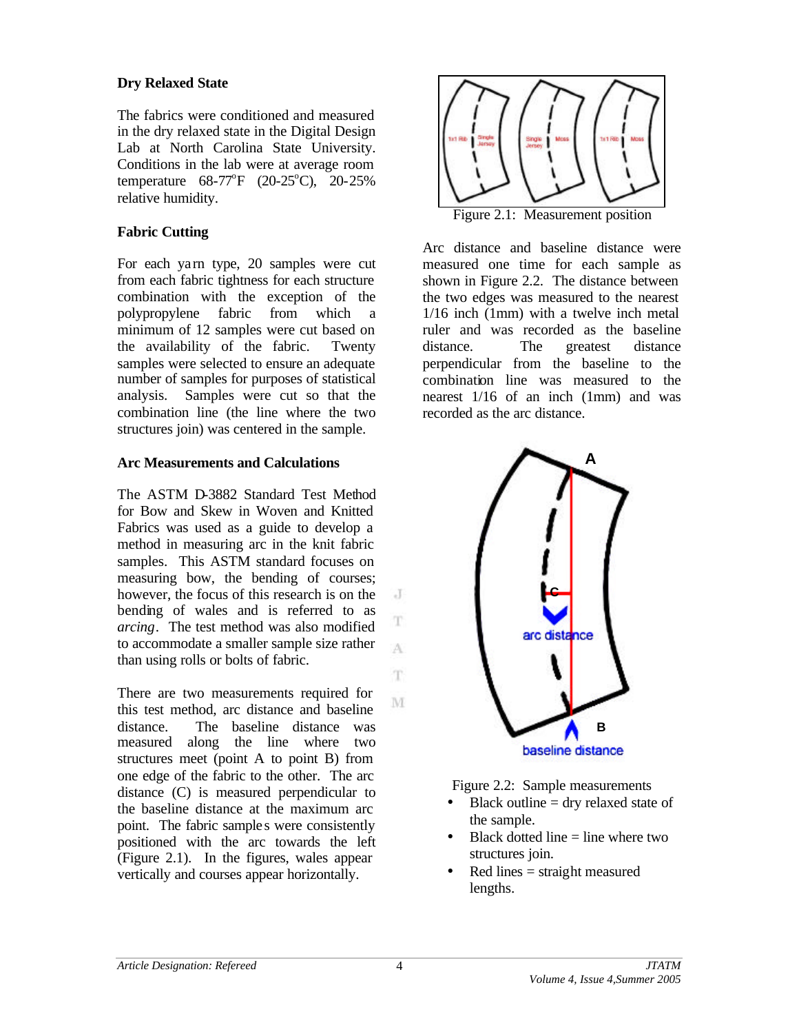### Dry Relaxed State

The fabrics were conditioned and measured in the dry relaxed state in the Digital Design Lab at North Carolina State University. Conditions in the lab were at average room temperature 68-77°F (20-25°C), 20-25% relative humidity.

### Fabric Cutting

For each yarn type, 20 samples were cut from each fabric tightness for each structure combination with the exception of the polypropylene fabric from which a minimum of 12 samples were cut based on the availability of the fabric. Twenty samples were selected to ensure an adequate number of samples for purposes of statistical analysis. Samples were cut so that the combination line (the line where the two structures join) was centered in the sample.

### Arc Measurements and Calculations

The ASTM D-3882 Standard Test Method for Bow and Skew in Woven and Knitted Fabrics was used as a guide to develop a method in measuring arc in the knit fabric samples. This ASTM standard focuses on measuring bow, the bending of courses; however, the focus of this research is on the bending of wales and is referred to as *arcing*. The test method was also modified to accommodate a smaller sample size rather than using rolls or bolts of fabric.

There are two measurements required for this test method, arc distance and baseline distance. The baseline distance was measured along the line where two structures meet (point A to point B) from one edge of the fabric to the other. The arc distance (C) is measured perpendicular to the baseline distance at the maximum arc point. The fabric samples were consistently positioned with the arc towards the left (Figure 2.1). In the figures, wales appear vertically and courses appear horizontally.

Figure 2.1: Measurement position

Arc distance and baseline distance were measured one time for each sample as shown in Figure 2.2. The distance between the two edges was measured to the nearest 1/16 inch (1mm) with a twelve inch metal ruler and was recorded as the baseline distance. The greatest distance perpendicular from the baseline to the combination line was measured to the nearest 1/16 of an inch (1mm) and was recorded as the arc distance.

Figure 2.2: Sample measurements

- Black outline = dry relaxed state of the sample.
- Black dotted line = line where two structures join.
- Red lines = straight measured lengths.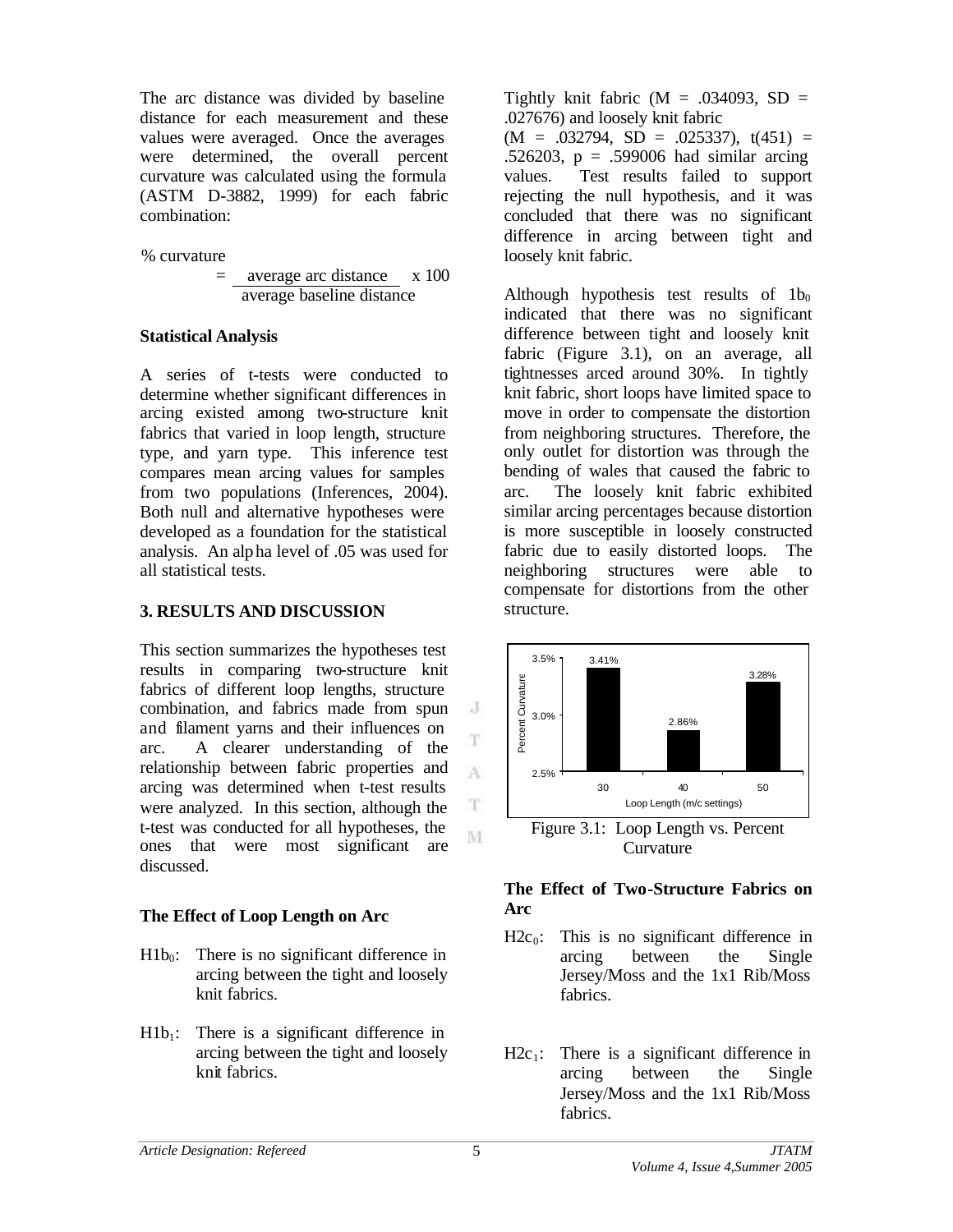The arc distance was divided by baseline distance for each measurement and these values were averaged. Once the averages were determined, the overall percent curvature was calculated using the formula (ASTM D-3882, 1999) for each fabric combination:

$$\% \text{ curvature} = \frac{\text{average arc distance}}{\text{average baseline distance}} \times 100$$

### Statistical Analysis

A series of t-tests were conducted to determine whether significant differences in arcing existed among two-structure knit fabrics that varied in loop length, structure type, and yarn type. This inference test compares mean arcing values for samples from two populations (Inferences, 2004). Both null and alternative hypotheses were developed as a foundation for the statistical analysis. An alpha level of .05 was used for all statistical tests.

## 3. RESULTS AND DISCUSSION

This section summarizes the hypotheses test results in comparing two-structure knit fabrics of different loop lengths, structure combination, and fabrics made from spun and filament yarns and their influences on arc. A clearer understanding of the relationship between fabric properties and arcing was determined when t-test results were analyzed. In this section, although the t-test was conducted for all hypotheses, the ones that were most significant are discussed.

### The Effect of Loop Length on Arc

$H1b_0$: There is no significant difference in arcing between the tight and loosely knit fabrics.

$H1b_1$: There is a significant difference in arcing between the tight and loosely knit fabrics.

Tightly knit fabric ($M = .034093$, $SD = .027676$) and loosely knit fabric ($M = .032794$, $SD = .025337$), $t(451) = .526203$, $p = .599006$ had similar arcing values. Test results failed to support rejecting the null hypothesis, and it was concluded that there was no significant difference in arcing between tight and loosely knit fabric.

Although hypothesis test results of $1b_0$ indicated that there was no significant difference between tight and loosely knit fabric (Figure 3.1), on an average, all tightnesses arced around 30%. In tightly knit fabric, short loops have limited space to move in order to compensate the distortion from neighboring structures. Therefore, the only outlet for distortion was through the bending of wales that caused the fabric to arc. The loosely knit fabric exhibited similar arcing percentages because distortion is more susceptible in loosely constructed fabric due to easily distorted loops. The neighboring structures were able to compensate for distortions from the other structure.

| Loop Length (m/c settings) | Percent Curvature |
|---|---|
| 30 | 3.41% |
| 40 | 2.86% |
| 50 | 3.28% |

Figure 3.1: Loop Length vs. Percent Curvature

### The Effect of Two-Structure Fabrics on Arc

$H2c_0$: This is no significant difference in arcing between the Single Jersey/Moss and the 1x1 Rib/Moss fabrics.

$H2c_1$: There is a significant difference in arcing between the Single Jersey/Moss and the 1x1 Rib/Moss fabrics.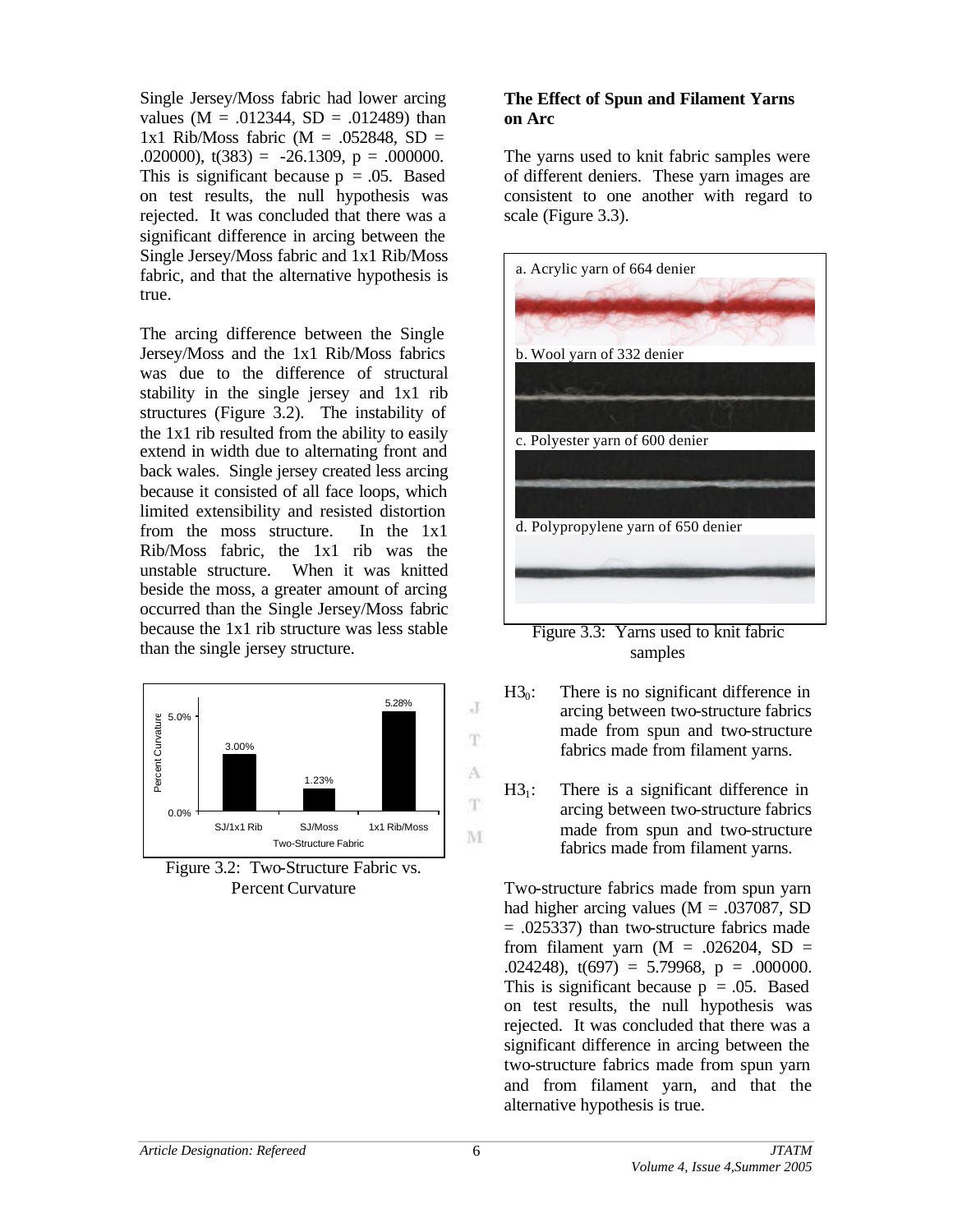Single Jersey/Moss fabric had lower arcing values ($M = .012344$, $SD = .012489$) than 1x1 Rib/Moss fabric ($M = .052848$, $SD = .020000$), $t(383) = -26.1309$, $p = .000000$. This is significant because $p = .05$. Based on test results, the null hypothesis was rejected. It was concluded that there was a significant difference in arcing between the Single Jersey/Moss fabric and 1x1 Rib/Moss fabric, and that the alternative hypothesis is true.

The arcing difference between the Single Jersey/Moss and the 1x1 Rib/Moss fabrics was due to the difference of structural stability in the single jersey and 1x1 rib structures (Figure 3.2). The instability of the 1x1 rib resulted from the ability to easily extend in width due to alternating front and back wales. Single jersey created less arcing because it consisted of all face loops, which limited extensibility and resisted distortion from the moss structure. In the 1x1 Rib/Moss fabric, the 1x1 rib was the unstable structure. When it was knitted beside the moss, a greater amount of arcing occurred than the Single Jersey/Moss fabric because the 1x1 rib structure was less stable than the single jersey structure.

| Two-Structure Fabric | Percent Curvature |
|---|---|
| SJ/1x1 Rib | 3.00% |
| SJ/Moss | 1.23% |
| 1x1 Rib/Moss | 5.28% |

Figure 3.2: Two-Structure Fabric vs. Percent Curvature

### The Effect of Spun and Filament Yarns on Arc

The yarns used to knit fabric samples were of different deniers. These yarn images are consistent to one another with regard to scale (Figure 3.3).

a. Acrylic yarn of 664 denier

b. Wool yarn of 332 denier

c. Polyester yarn of 600 denier

d. Polypropylene yarn of 650 denier

Figure 3.3: Yarns used to knit fabric samples

$H3_0$: There is no significant difference in arcing between two-structure fabrics made from spun and two-structure fabrics made from filament yarns.

$H3_1$: There is a significant difference in arcing between two-structure fabrics made from spun and two-structure fabrics made from filament yarns.

Two-structure fabrics made from spun yarn had higher arcing values ($M = .037087$, $SD = .025337$) than two-structure fabrics made from filament yarn ($M = .026204$, $SD = .024248$), $t(697) = 5.79968$, $p = .000000$. This is significant because $p = .05$. Based on test results, the null hypothesis was rejected. It was concluded that there was a significant difference in arcing between the two-structure fabrics made from spun yarn and from filament yarn, and that the alternative hypothesis is true.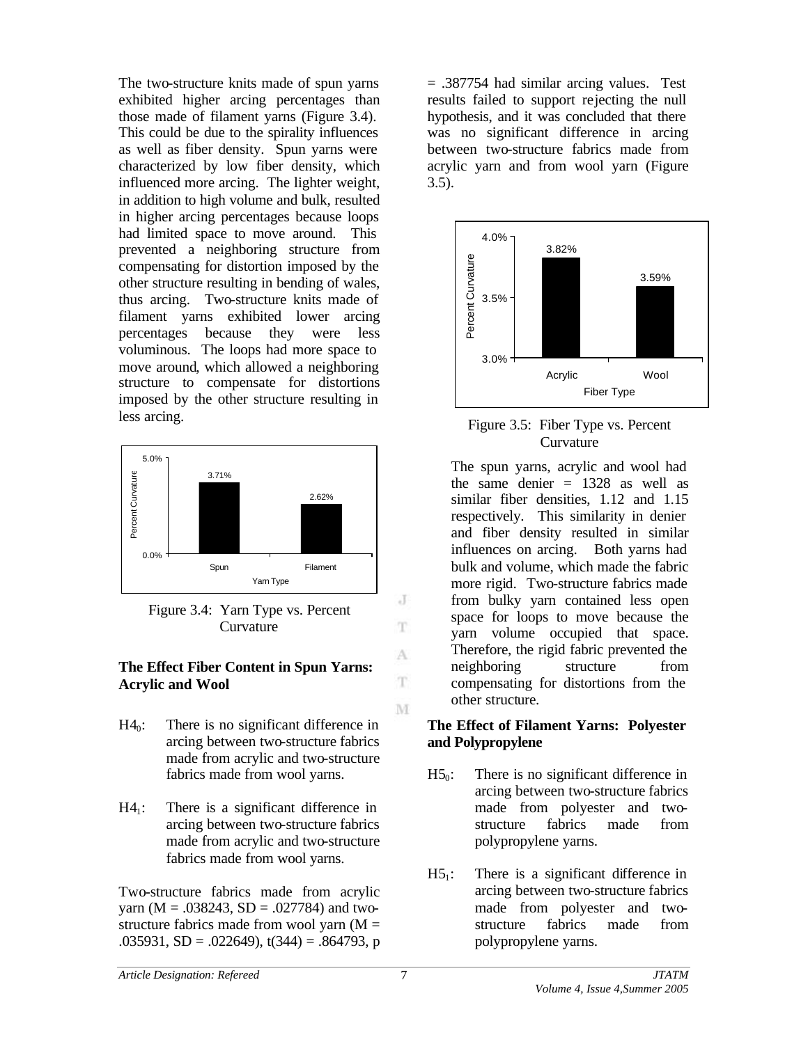The two-structure knits made of spun yarns exhibited higher arcing percentages than those made of filament yarns (Figure 3.4). This could be due to the spirality influences as well as fiber density. Spun yarns were characterized by low fiber density, which influenced more arcing. The lighter weight, in addition to high volume and bulk, resulted in higher arcing percentages because loops had limited space to move around. This prevented a neighboring structure from compensating for distortion imposed by the other structure resulting in bending of wales, thus arcing. Two-structure knits made of filament yarns exhibited lower arcing percentages because they were less voluminous. The loops had more space to move around, which allowed a neighboring structure to compensate for distortions imposed by the other structure resulting in less arcing.

Figure 3.4: Yarn Type vs. Percent Curvature

### The Effect Fiber Content in Spun Yarns: Acrylic and Wool

$H4_0$: There is no significant difference in arcing between two-structure fabrics made from acrylic and two-structure fabrics made from wool yarns.

$H4_1$: There is a significant difference in arcing between two-structure fabrics made from acrylic and two-structure fabrics made from wool yarns.

Two-structure fabrics made from acrylic yarn ($M = .038243$, $SD = .027784$) and two-structure fabrics made from wool yarn ($M = .035931$, $SD = .022649$), $t(344) = .864793$, $p = .387754$ had similar arcing values. Test results failed to support rejecting the null hypothesis, and it was concluded that there was no significant difference in arcing between two-structure fabrics made from acrylic yarn and from wool yarn (Figure 3.5).

Figure 3.5: Fiber Type vs. Percent Curvature

The spun yarns, acrylic and wool had the same denier = 1328 as well as similar fiber densities, 1.12 and 1.15 respectively. This similarity in denier and fiber density resulted in similar influences on arcing. Both yarns had bulk and volume, which made the fabric more rigid. Two-structure fabrics made from bulky yarn contained less open space for loops to move because the yarn volume occupied that space. Therefore, the rigid fabric prevented the neighboring structure from compensating for distortions from the other structure.

### The Effect of Filament Yarns: Polyester and Polypropylene

$H5_0$: There is no significant difference in arcing between two-structure fabrics made from polyester and two-structure fabrics made from polypropylene yarns.

$H5_1$: There is a significant difference in arcing between two-structure fabrics made from polyester and two-structure fabrics made from polypropylene yarns.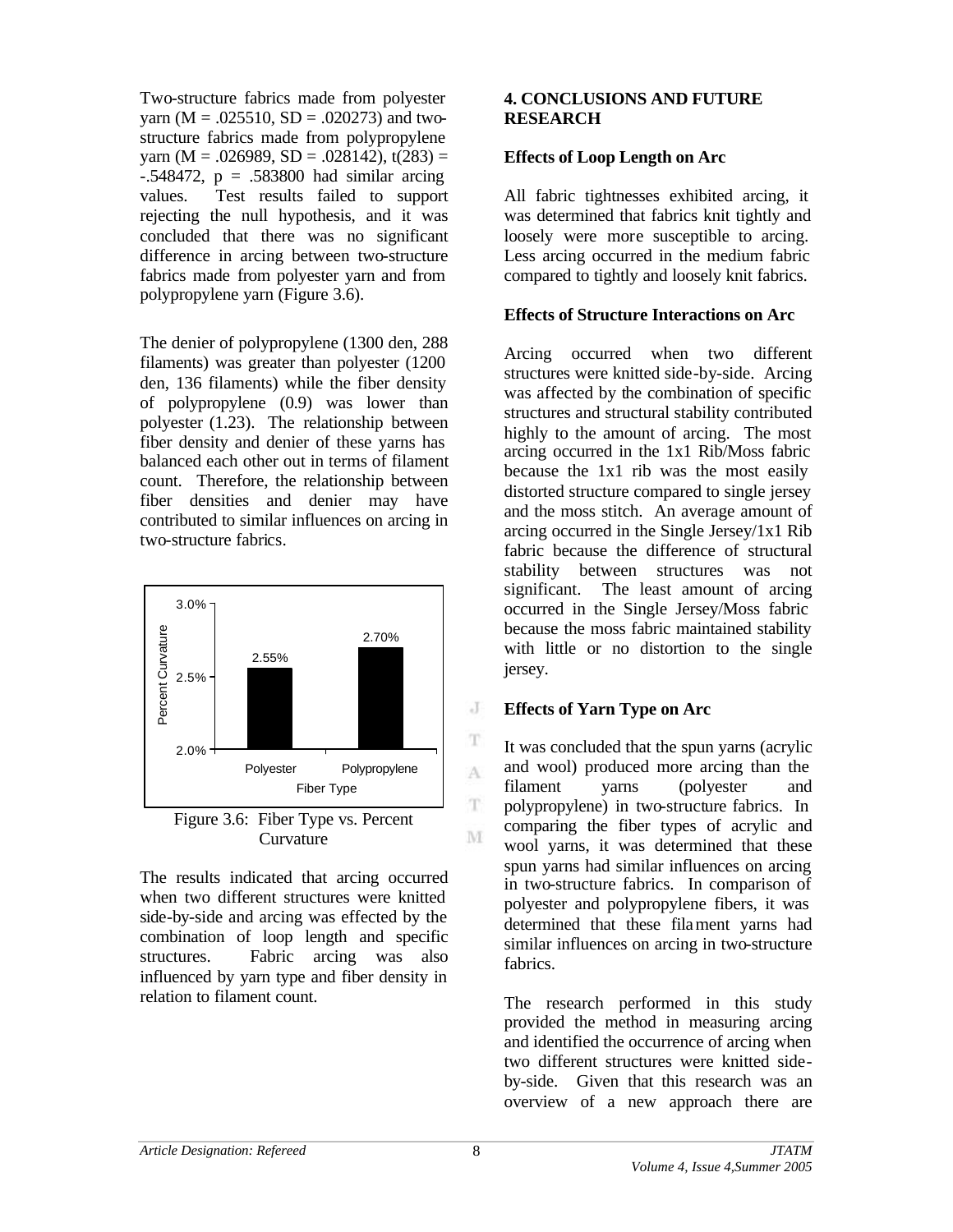Two-structure fabrics made from polyester yarn (M = .025510, SD = .020273) and two-structure fabrics made from polypropylene yarn (M = .026989, SD = .028142), $t(283) = -.548472$, $p = .583800$ had similar arcing values. Test results failed to support rejecting the null hypothesis, and it was concluded that there was no significant difference in arcing between two-structure fabrics made from polyester yarn and from polypropylene yarn (Figure 3.6).

The denier of polypropylene (1300 den, 288 filaments) was greater than polyester (1200 den, 136 filaments) while the fiber density of polypropylene (0.9) was lower than polyester (1.23). The relationship between fiber density and denier of these yarns has balanced each other out in terms of filament count. Therefore, the relationship between fiber densities and denier may have contributed to similar influences on arcing in two-structure fabrics.

Figure 3.6: Fiber Type vs. Percent Curvature

The results indicated that arcing occurred when two different structures were knitted side-by-side and arcing was effected by the combination of loop length and specific structures. Fabric arcing was also influenced by yarn type and fiber density in relation to filament count.

## 4. CONCLUSIONS AND FUTURE RESEARCH

### Effects of Loop Length on Arc

All fabric tightnesses exhibited arcing, it was determined that fabrics knit tightly and loosely were more susceptible to arcing. Less arcing occurred in the medium fabric compared to tightly and loosely knit fabrics.

### Effects of Structure Interactions on Arc

Arcing occurred when two different structures were knitted side-by-side. Arcing was affected by the combination of specific structures and structural stability contributed highly to the amount of arcing. The most arcing occurred in the 1x1 Rib/Moss fabric because the 1x1 rib was the most easily distorted structure compared to single jersey and the moss stitch. An average amount of arcing occurred in the Single Jersey/1x1 Rib fabric because the difference of structural stability between structures was not significant. The least amount of arcing occurred in the Single Jersey/Moss fabric because the moss fabric maintained stability with little or no distortion to the single jersey.

### Effects of Yarn Type on Arc

It was concluded that the spun yarns (acrylic and wool) produced more arcing than the filament yarns (polyester and polypropylene) in two-structure fabrics. In comparing the fiber types of acrylic and wool yarns, it was determined that these spun yarns had similar influences on arcing in two-structure fabrics. In comparison of polyester and polypropylene fibers, it was determined that these filament yarns had similar influences on arcing in two-structure fabrics.

The research performed in this study provided the method in measuring arcing and identified the occurrence of arcing when two different structures were knitted side-by-side. Given that this research was an overview of a new approach there are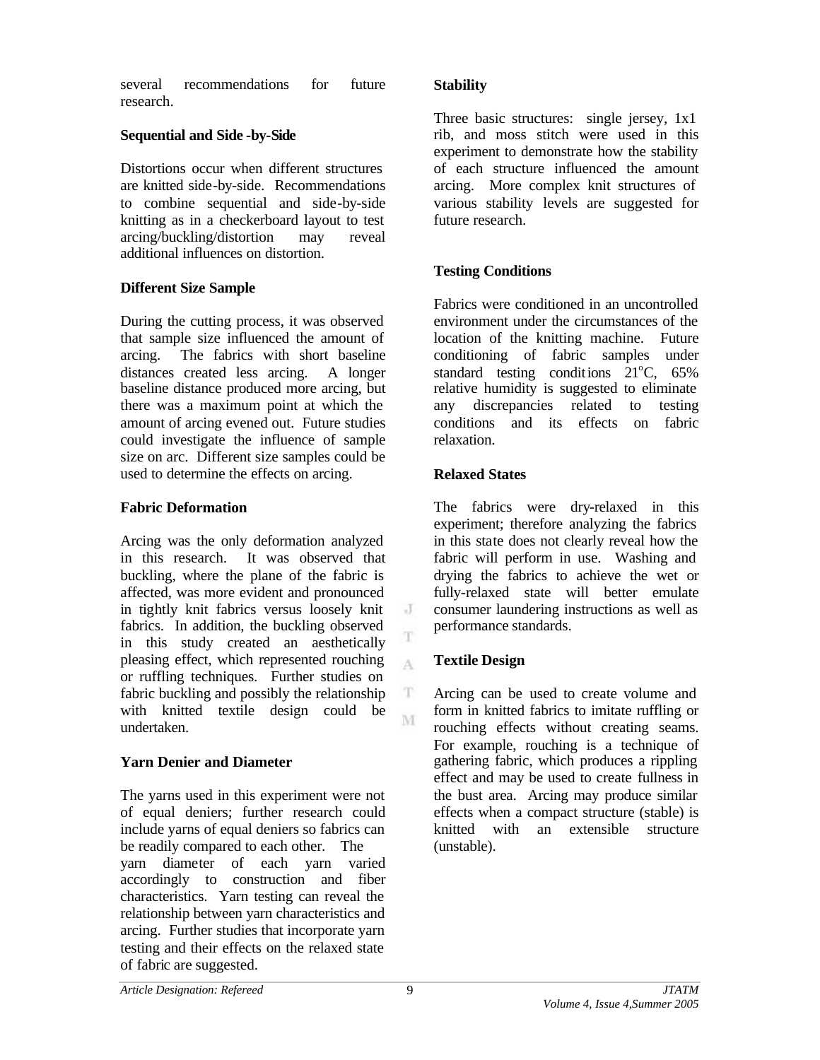several recommendations for future research.

### Sequential and Side-by-Side

Distortions occur when different structures are knitted side-by-side. Recommendations to combine sequential and side-by-side knitting as in a checkerboard layout to test arcing/buckling/distortion may reveal additional influences on distortion.

### Different Size Sample

During the cutting process, it was observed that sample size influenced the amount of arcing. The fabrics with short baseline distances created less arcing. A longer baseline distance produced more arcing, but there was a maximum point at which the amount of arcing evened out. Future studies could investigate the influence of sample size on arc. Different size samples could be used to determine the effects on arcing.

### Fabric Deformation

Arcing was the only deformation analyzed in this research. It was observed that buckling, where the plane of the fabric is affected, was more evident and pronounced in tightly knit fabrics versus loosely knit fabrics. In addition, the buckling observed in this study created an aesthetically pleasing effect, which represented rouching or ruffling techniques. Further studies on fabric buckling and possibly the relationship with knitted textile design could be undertaken.

### Yarn Denier and Diameter

The yarns used in this experiment were not of equal deniers; further research could include yarns of equal deniers so fabrics can be readily compared to each other. The yarn diameter of each yarn varied accordingly to construction and fiber characteristics. Yarn testing can reveal the relationship between yarn characteristics and arcing. Further studies that incorporate yarn testing and their effects on the relaxed state of fabric are suggested.

### Stability

Three basic structures: single jersey, 1x1 rib, and moss stitch were used in this experiment to demonstrate how the stability of each structure influenced the amount arcing. More complex knit structures of various stability levels are suggested for future research.

### Testing Conditions

Fabrics were conditioned in an uncontrolled environment under the circumstances of the location of the knitting machine. Future conditioning of fabric samples under standard testing conditions 21°C, 65% relative humidity is suggested to eliminate any discrepancies related to testing conditions and its effects on fabric relaxation.

### Relaxed States

The fabrics were dry-relaxed in this experiment; therefore analyzing the fabrics in this state does not clearly reveal how the fabric will perform in use. Washing and drying the fabrics to achieve the wet or fully-relaxed state will better emulate consumer laundering instructions as well as performance standards.

### Textile Design

Arcing can be used to create volume and form in knitted fabrics to imitate ruffling or rouching effects without creating seams. For example, rouching is a technique of gathering fabric, which produces a rippling effect and may be used to create fullness in the bust area. Arcing may produce similar effects when a compact structure (stable) is knitted with an extensible structure (unstable).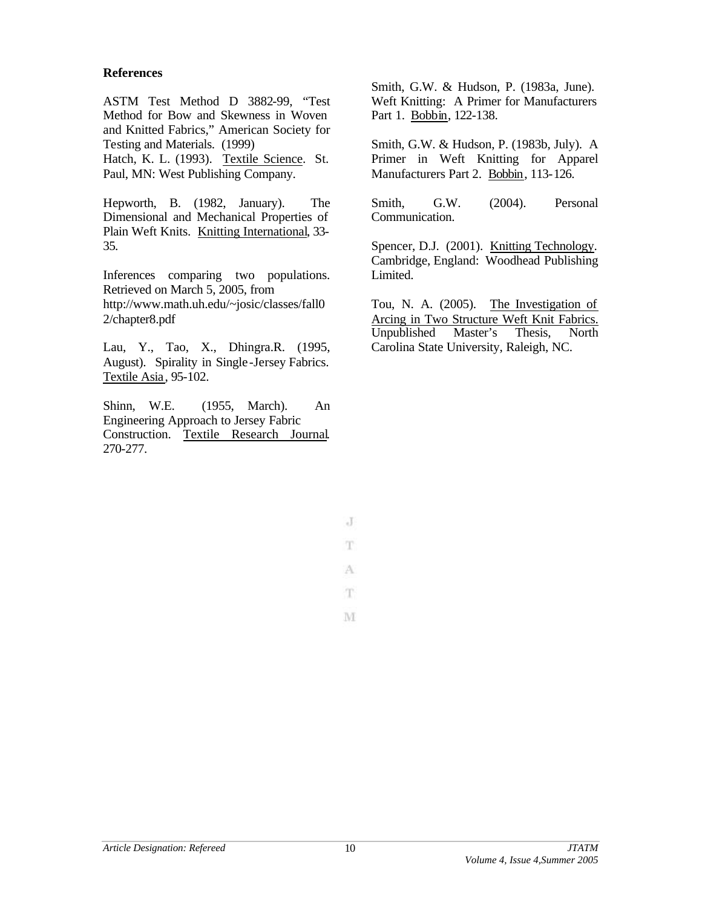### References

ASTM Test Method D 3882-99, "Test Method for Bow and Skewness in Woven and Knitted Fabrics," American Society for Testing and Materials. (1999)
Hatch, K. L. (1993). Textile Science. St. Paul, MN: West Publishing Company.

Hepworth, B. (1982, January). The Dimensional and Mechanical Properties of Plain Weft Knits. Knitting International, 33-35.

Inferences comparing two populations. Retrieved on March 5, 2005, from http://www.math.uh.edu/~josic/classes/fall02/chapter8.pdf

Lau, Y., Tao, X., Dhingra.R. (1995, August). Spirality in Single-Jersey Fabrics. Textile Asia, 95-102.

Shinn, W.E. (1955, March). An Engineering Approach to Jersey Fabric Construction. Textile Research Journal. 270-277.

Smith, G.W. & Hudson, P. (1983a, June). Weft Knitting: A Primer for Manufacturers Part 1. Bobbin, 122-138.

Smith, G.W. & Hudson, P. (1983b, July). A Primer in Weft Knitting for Apparel Manufacturers Part 2. Bobbin, 113-126.

Smith, G.W. (2004). Personal Communication.

Spencer, D.J. (2001). Knitting Technology. Cambridge, England: Woodhead Publishing Limited.

Tou, N. A. (2005). The Investigation of Arcing in Two Structure Weft Knit Fabrics. Unpublished Master's Thesis, North Carolina State University, Raleigh, NC.